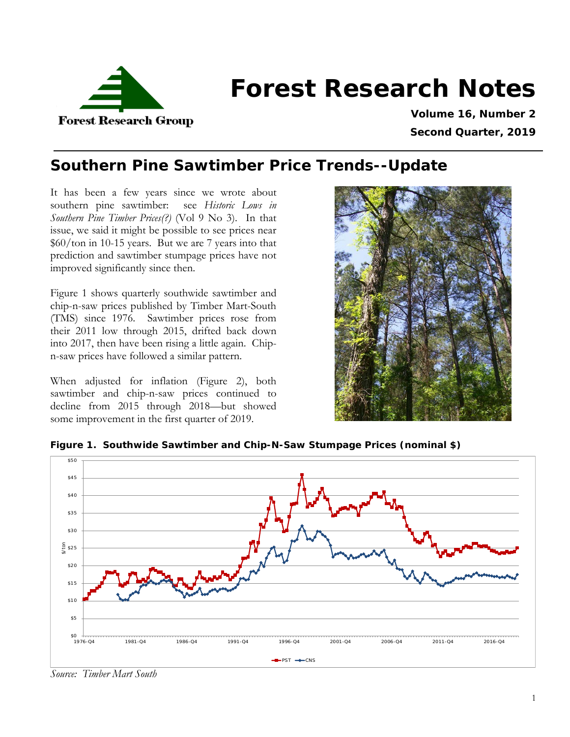# Forest Research Notes

Forest Research Group

**Volume 16, Number 2**

**Second Quarter, 2019**

## Southern Pine Sawtimber Price Trends--Update

It has been a few years since we wrote about southern pine sawtimber: see *Historic Lows in Southern Pine Timber Prices(?)* (Vol 9 No 3). In that issue, we said it might be possible to see prices near $60/ton in 10-15 years. But we are 7 years into that prediction and sawtimber stumpage prices have not improved significantly since then.

Figure 1 shows quarterly southwide sawtimber and chip-n-saw prices published by Timber Mart-South (TMS) since 1976. Sawtimber prices rose from their 2011 low through 2015, drifted back down into 2017, then have been rising a little again. Chip-n-saw prices have followed a similar pattern.

When adjusted for inflation (Figure 2), both sawtimber and chip-n-saw prices continued to decline from 2015 through 2018—but showed some improvement in the first quarter of 2019.

**Figure 1. Southwide Sawtimber and Chip-N-Saw Stumpage Prices (nominal $)**

*Source: Timber Mart South*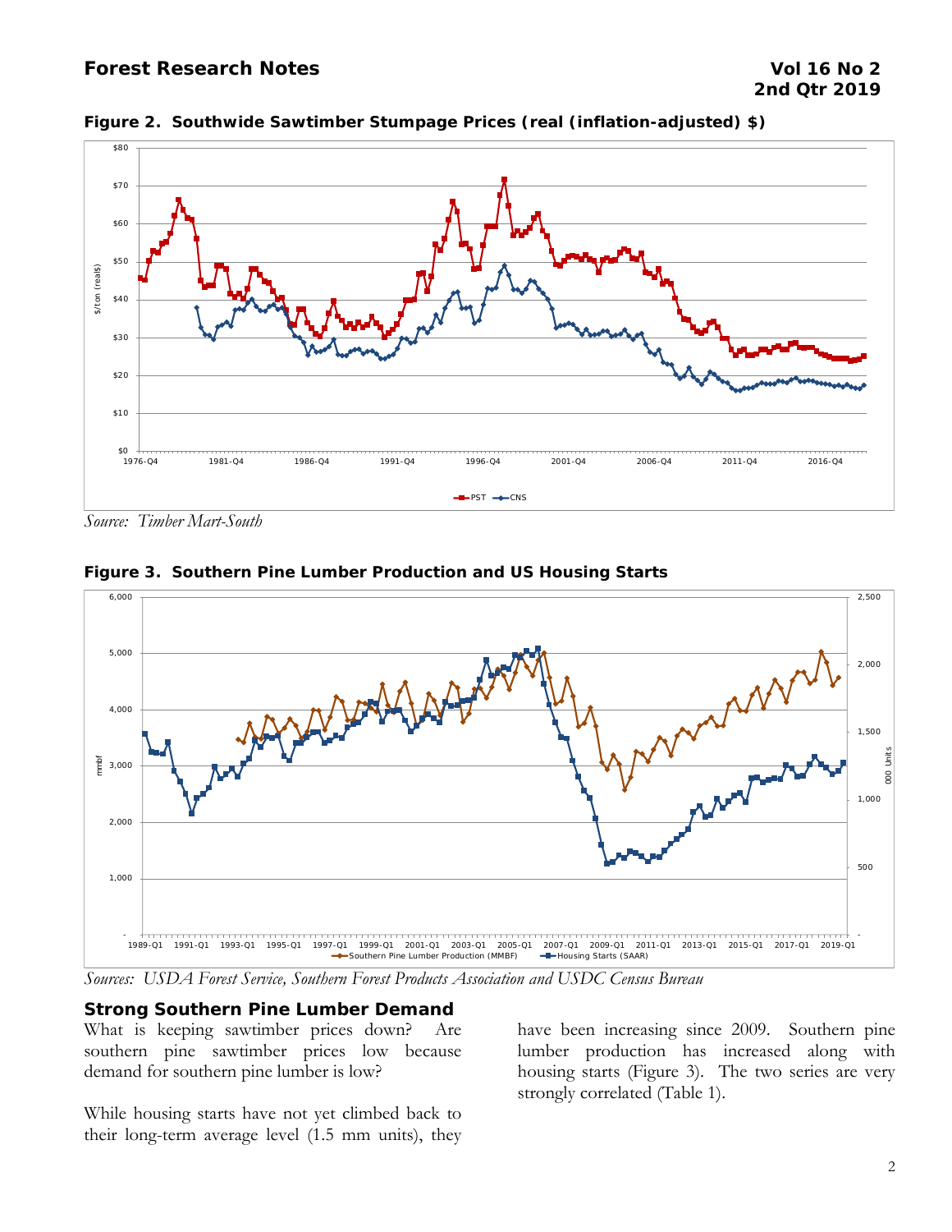**Figure 2. Southwide Sawtimber Stumpage Prices (real (inflation-adjusted) $)**

*Source: Timber Mart-South*

**Figure 3. Southern Pine Lumber Production and US Housing Starts**

*Sources: USDA Forest Service, Southern Forest Products Association and USDC Census Bureau*

## Strong Southern Pine Lumber Demand

What is keeping sawtimber prices down? Are southern pine sawtimber prices low because demand for southern pine lumber is low?

While housing starts have not yet climbed back to their long-term average level (1.5 mm units), they have been increasing since 2009. Southern pine lumber production has increased along with housing starts (Figure 3). The two series are very strongly correlated (Table 1).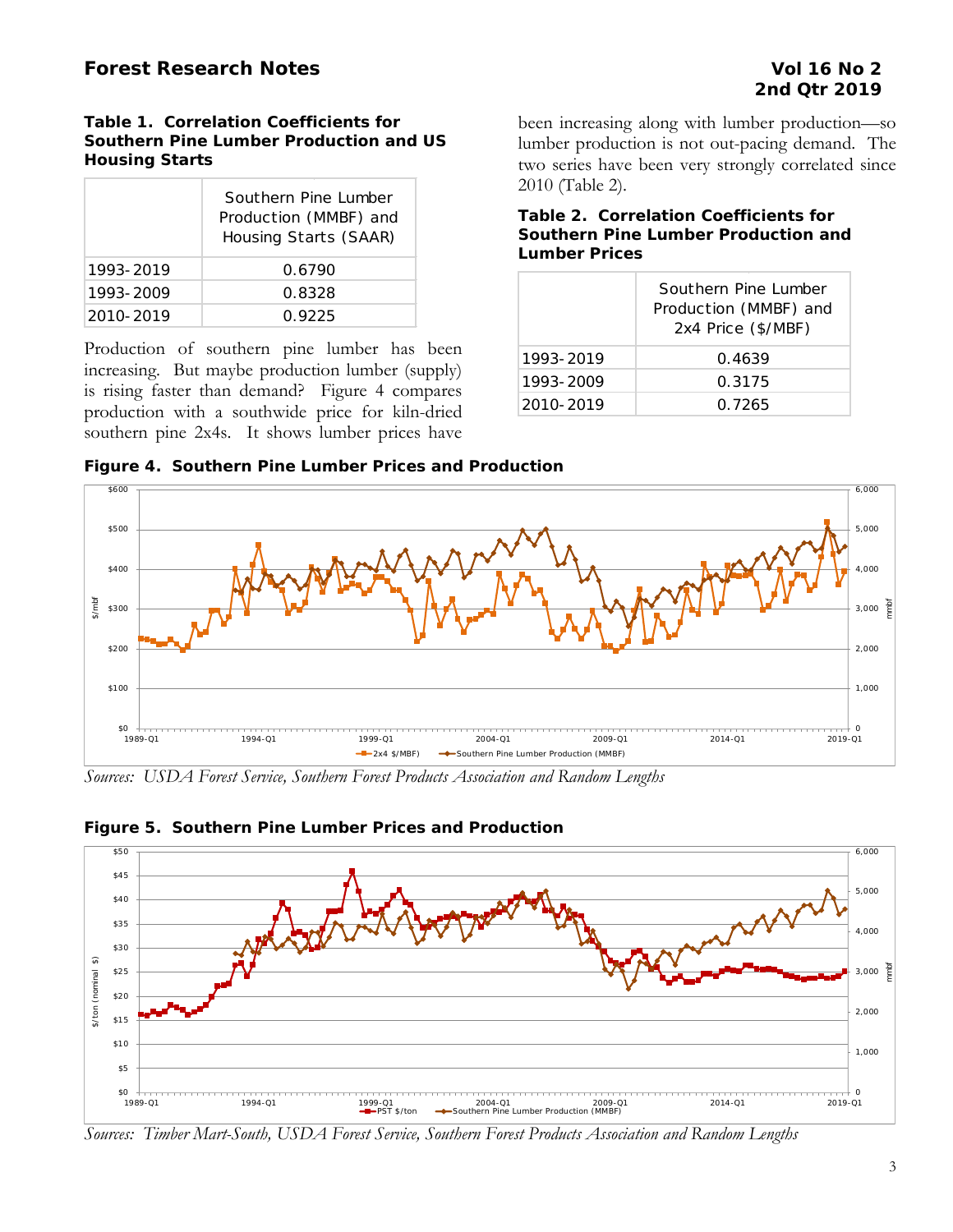**Table 1. Correlation Coefficients for Southern Pine Lumber Production and US Housing Starts**

| | Southern Pine Lumber Production (MMBF) and Housing Starts (SAAR) |
|---|---|
| 1993-2019 | 0.6790 |
| 1993-2009 | 0.8328 |
| 2010-2019 | 0.9225 |

Production of southern pine lumber has been increasing. But maybe production lumber (supply) is rising faster than demand? Figure 4 compares production with a southwide price for kiln-dried southern pine 2x4s. It shows lumber prices have been increasing along with lumber production—so lumber production is not out-pacing demand. The two series have been very strongly correlated since 2010 (Table 2).

**Table 2. Correlation Coefficients for Southern Pine Lumber Production and Lumber Prices**

| | Southern Pine Lumber Production (MMBF) and 2x4 Price ($/MBF) |
|---|---|
| 1993-2019 | 0.4639 |
| 1993-2009 | 0.3175 |
| 2010-2019 | 0.7265 |

**Figure 4. Southern Pine Lumber Prices and Production**

*Sources: USDA Forest Service, Southern Forest Products Association and Random Lengths*

**Figure 5. Southern Pine Lumber Prices and Production**

*Sources: Timber Mart-South, USDA Forest Service, Southern Forest Products Association and Random Lengths*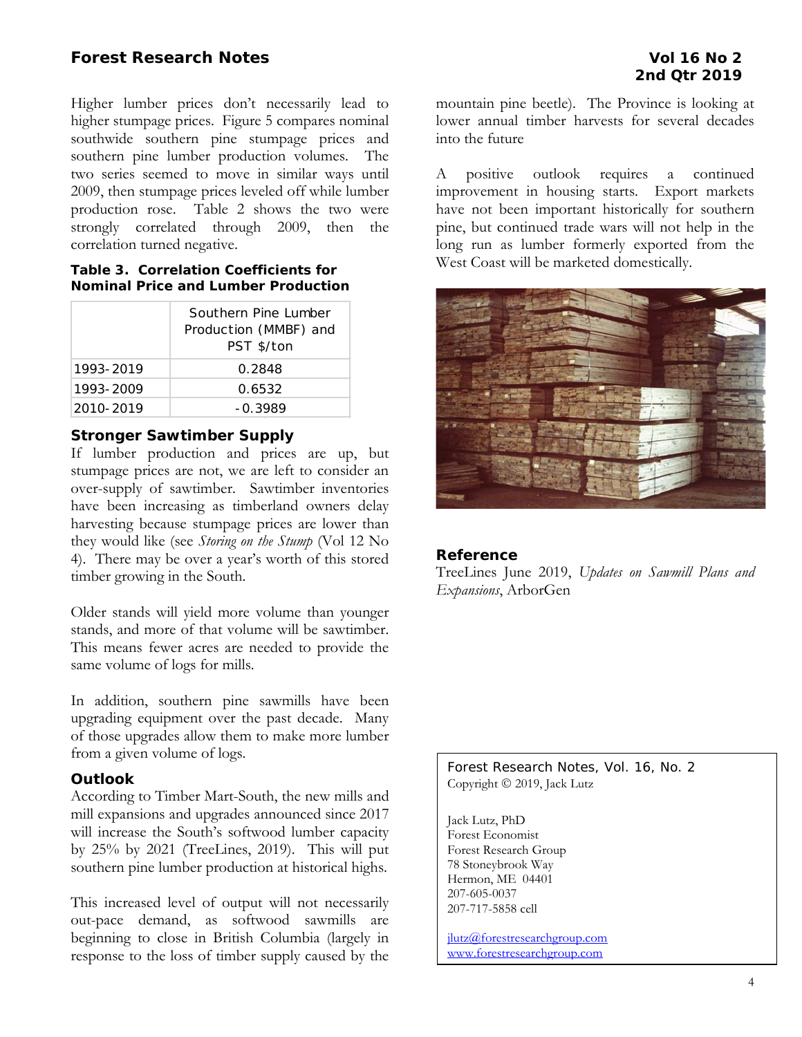Higher lumber prices don't necessarily lead to higher stumpage prices. Figure 5 compares nominal southwide southern pine stumpage prices and southern pine lumber production volumes. The two series seemed to move in similar ways until 2009, then stumpage prices leveled off while lumber production rose. Table 2 shows the two were strongly correlated through 2009, then the correlation turned negative.

**Table 3. Correlation Coefficients for Nominal Price and Lumber Production**

| | Southern Pine Lumber Production (MMBF) and PST $/ton |
|---|---|
| 1993-2019 | 0.2848 |
| 1993-2009 | 0.6532 |
| 2010-2019 | -0.3989 |

### Stronger Sawtimber Supply

If lumber production and prices are up, but stumpage prices are not, we are left to consider an over-supply of sawtimber. Sawtimber inventories have been increasing as timberland owners delay harvesting because stumpage prices are lower than they would like (see *Storing on the Stump* (Vol 12 No 4). There may be over a year's worth of this stored timber growing in the South.

Older stands will yield more volume than younger stands, and more of that volume will be sawtimber. This means fewer acres are needed to provide the same volume of logs for mills.

In addition, southern pine sawmills have been upgrading equipment over the past decade. Many of those upgrades allow them to make more lumber from a given volume of logs.

### Outlook

According to Timber Mart-South, the new mills and mill expansions and upgrades announced since 2017 will increase the South's softwood lumber capacity by 25% by 2021 (TreeLines, 2019). This will put southern pine lumber production at historical highs.

This increased level of output will not necessarily out-pace demand, as softwood sawmills are beginning to close in British Columbia (largely in response to the loss of timber supply caused by the mountain pine beetle). The Province is looking at lower annual timber harvests for several decades into the future

A positive outlook requires a continued improvement in housing starts. Export markets have not been important historically for southern pine, but continued trade wars will not help in the long run as lumber formerly exported from the West Coast will be marketed domestically.

### Reference

TreeLines June 2019, *Updates on Sawmill Plans and Expansions*, ArborGen

Forest Research Notes, Vol. 16, No. 2
Copyright © 2019, Jack Lutz

Jack Lutz, PhD
Forest Economist
Forest Research Group
78 Stoneybrook Way
Hermon, ME 04401
207-605-0037
207-717-5858 cell

jlutz@forestresearchgroup.com
www.forestresearchgroup.com